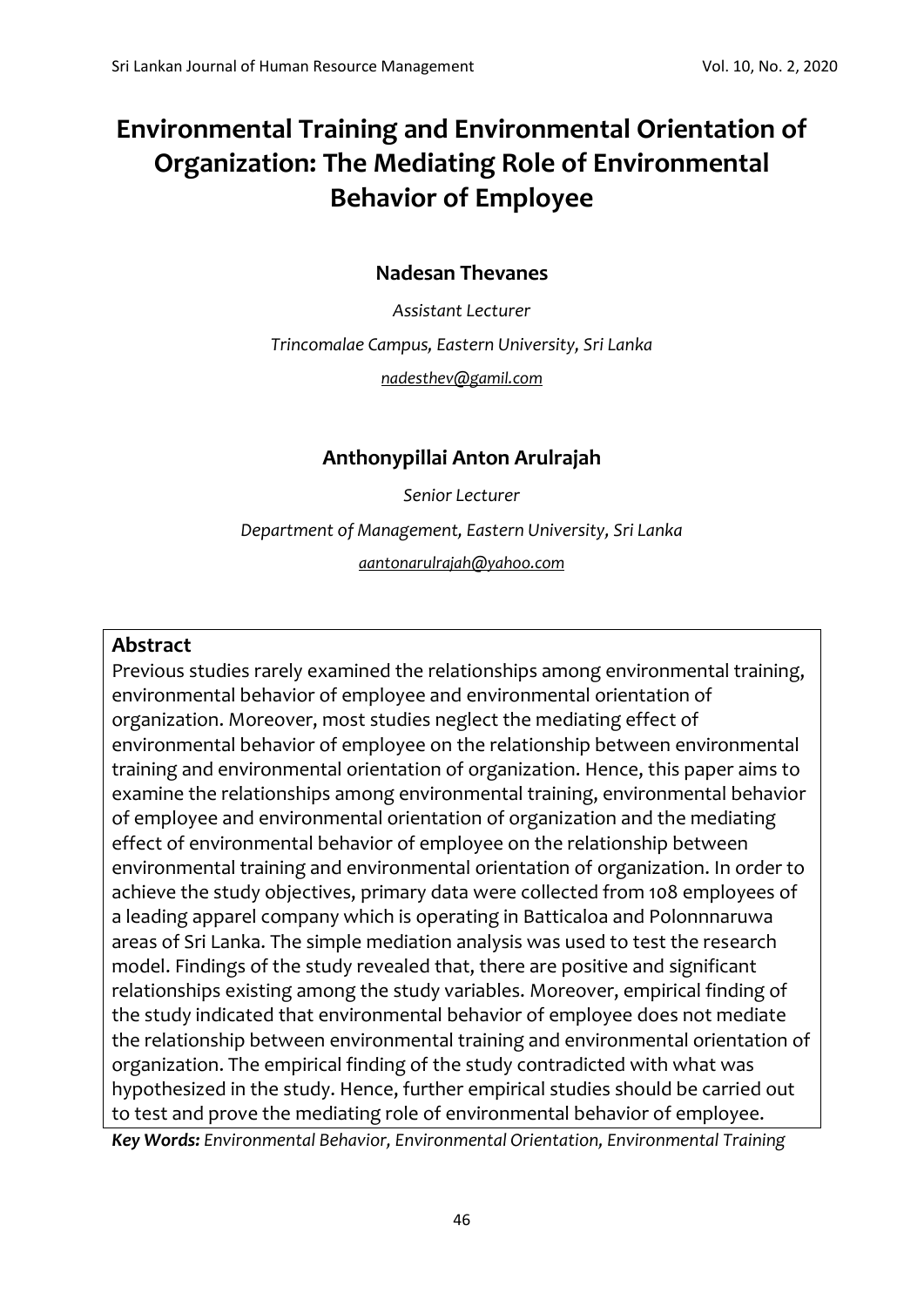# Environmental Training and Environmental Orientation of Organization: The Mediating Role of Environmental Behavior of Employee

**Nadesan Thevanes**

*Assistant Lecturer*

*Trincomalae Campus, Eastern University, Sri Lanka*

*nadesthev@gamil.com*

**Anthonypillai Anton Arulrajah**

*Senior Lecturer*

*Department of Management, Eastern University, Sri Lanka*

*aantonarulrajah@yahoo.com*

## Abstract

Previous studies rarely examined the relationships among environmental training, environmental behavior of employee and environmental orientation of organization. Moreover, most studies neglect the mediating effect of environmental behavior of employee on the relationship between environmental training and environmental orientation of organization. Hence, this paper aims to examine the relationships among environmental training, environmental behavior of employee and environmental orientation of organization and the mediating effect of environmental behavior of employee on the relationship between environmental training and environmental orientation of organization. In order to achieve the study objectives, primary data were collected from 108 employees of a leading apparel company which is operating in Batticaloa and Polonnnaruwa areas of Sri Lanka. The simple mediation analysis was used to test the research model. Findings of the study revealed that, there are positive and significant relationships existing among the study variables. Moreover, empirical finding of the study indicated that environmental behavior of employee does not mediate the relationship between environmental training and environmental orientation of organization. The empirical finding of the study contradicted with what was hypothesized in the study. Hence, further empirical studies should be carried out to test and prove the mediating role of environmental behavior of employee.

***Key Words:*** *Environmental Behavior, Environmental Orientation, Environmental Training*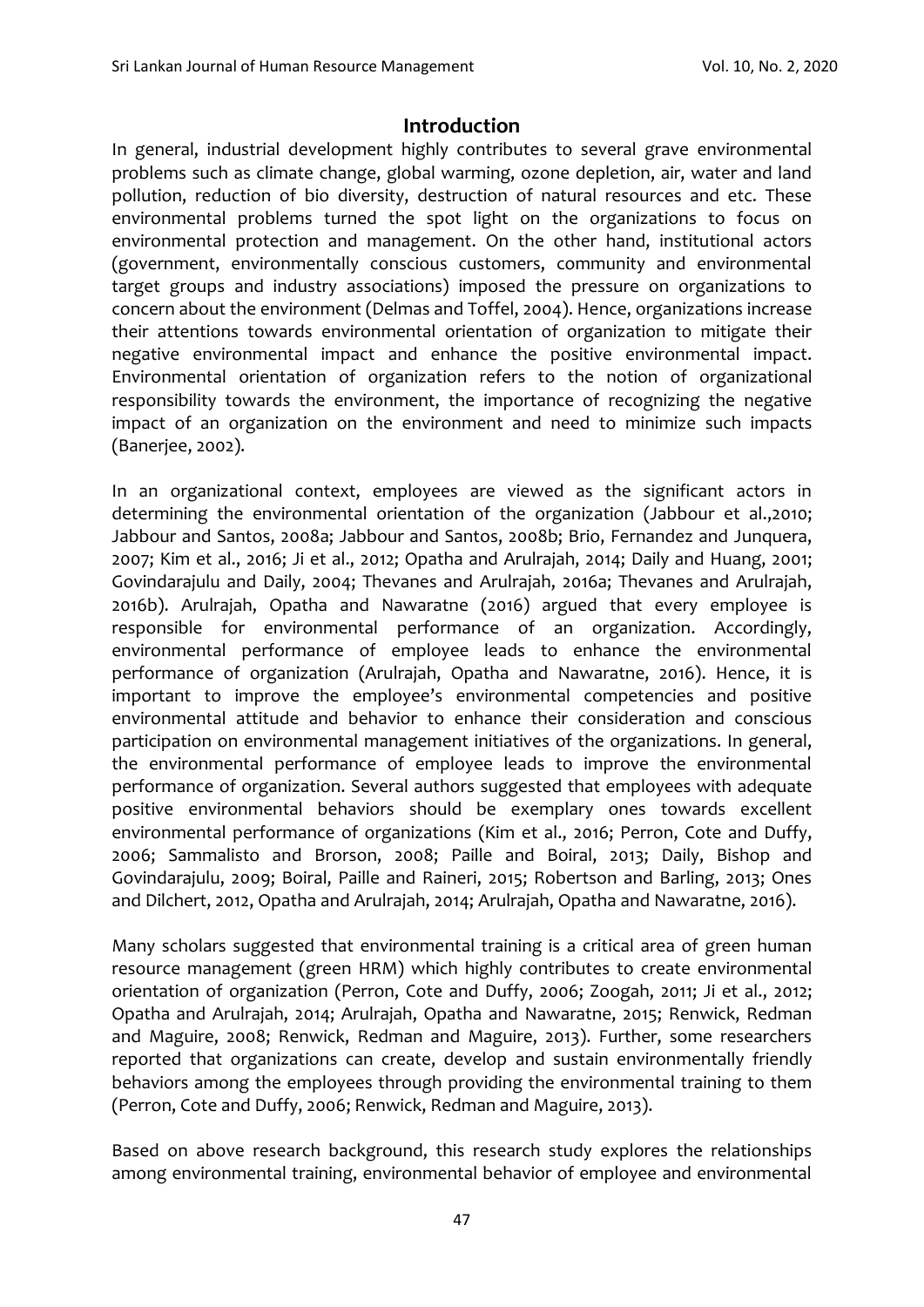## Introduction

In general, industrial development highly contributes to several grave environmental problems such as climate change, global warming, ozone depletion, air, water and land pollution, reduction of bio diversity, destruction of natural resources and etc. These environmental problems turned the spot light on the organizations to focus on environmental protection and management. On the other hand, institutional actors (government, environmentally conscious customers, community and environmental target groups and industry associations) imposed the pressure on organizations to concern about the environment (Delmas and Toffel, 2004). Hence, organizations increase their attentions towards environmental orientation of organization to mitigate their negative environmental impact and enhance the positive environmental impact. Environmental orientation of organization refers to the notion of organizational responsibility towards the environment, the importance of recognizing the negative impact of an organization on the environment and need to minimize such impacts (Banerjee, 2002).

In an organizational context, employees are viewed as the significant actors in determining the environmental orientation of the organization (Jabbour et al.,2010; Jabbour and Santos, 2008a; Jabbour and Santos, 2008b; Brio, Fernandez and Junquera, 2007; Kim et al., 2016; Ji et al., 2012; Opatha and Arulrajah, 2014; Daily and Huang, 2001; Govindarajulu and Daily, 2004; Thevanes and Arulrajah, 2016a; Thevanes and Arulrajah, 2016b). Arulrajah, Opatha and Nawaratne (2016) argued that every employee is responsible for environmental performance of an organization. Accordingly, environmental performance of employee leads to enhance the environmental performance of organization (Arulrajah, Opatha and Nawaratne, 2016). Hence, it is important to improve the employee's environmental competencies and positive environmental attitude and behavior to enhance their consideration and conscious participation on environmental management initiatives of the organizations. In general, the environmental performance of employee leads to improve the environmental performance of organization. Several authors suggested that employees with adequate positive environmental behaviors should be exemplary ones towards excellent environmental performance of organizations (Kim et al., 2016; Perron, Cote and Duffy, 2006; Sammalisto and Brorson, 2008; Paille and Boiral, 2013; Daily, Bishop and Govindarajulu, 2009; Boiral, Paille and Raineri, 2015; Robertson and Barling, 2013; Ones and Dilchert, 2012, Opatha and Arulrajah, 2014; Arulrajah, Opatha and Nawaratne, 2016).

Many scholars suggested that environmental training is a critical area of green human resource management (green HRM) which highly contributes to create environmental orientation of organization (Perron, Cote and Duffy, 2006; Zoogah, 2011; Ji et al., 2012; Opatha and Arulrajah, 2014; Arulrajah, Opatha and Nawaratne, 2015; Renwick, Redman and Maguire, 2008; Renwick, Redman and Maguire, 2013). Further, some researchers reported that organizations can create, develop and sustain environmentally friendly behaviors among the employees through providing the environmental training to them (Perron, Cote and Duffy, 2006; Renwick, Redman and Maguire, 2013).

Based on above research background, this research study explores the relationships among environmental training, environmental behavior of employee and environmental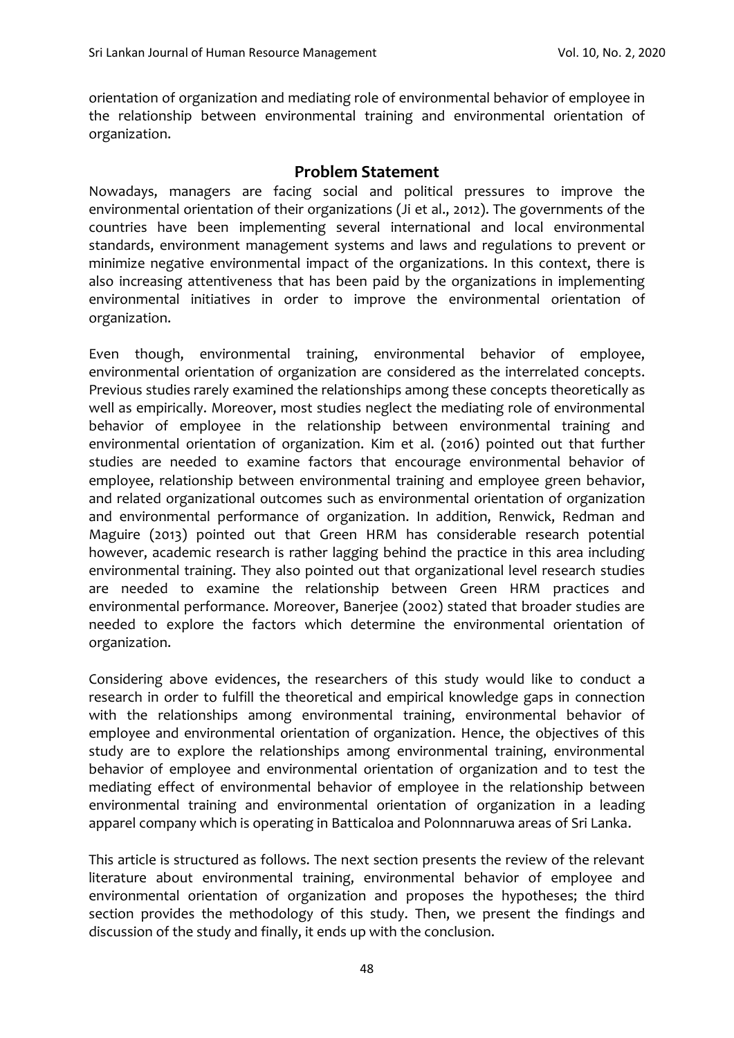orientation of organization and mediating role of environmental behavior of employee in the relationship between environmental training and environmental orientation of organization.

## Problem Statement

Nowadays, managers are facing social and political pressures to improve the environmental orientation of their organizations (Ji et al., 2012). The governments of the countries have been implementing several international and local environmental standards, environment management systems and laws and regulations to prevent or minimize negative environmental impact of the organizations. In this context, there is also increasing attentiveness that has been paid by the organizations in implementing environmental initiatives in order to improve the environmental orientation of organization.

Even though, environmental training, environmental behavior of employee, environmental orientation of organization are considered as the interrelated concepts. Previous studies rarely examined the relationships among these concepts theoretically as well as empirically. Moreover, most studies neglect the mediating role of environmental behavior of employee in the relationship between environmental training and environmental orientation of organization. Kim et al. (2016) pointed out that further studies are needed to examine factors that encourage environmental behavior of employee, relationship between environmental training and employee green behavior, and related organizational outcomes such as environmental orientation of organization and environmental performance of organization. In addition, Renwick, Redman and Maguire (2013) pointed out that Green HRM has considerable research potential however, academic research is rather lagging behind the practice in this area including environmental training. They also pointed out that organizational level research studies are needed to examine the relationship between Green HRM practices and environmental performance. Moreover, Banerjee (2002) stated that broader studies are needed to explore the factors which determine the environmental orientation of organization.

Considering above evidences, the researchers of this study would like to conduct a research in order to fulfill the theoretical and empirical knowledge gaps in connection with the relationships among environmental training, environmental behavior of employee and environmental orientation of organization. Hence, the objectives of this study are to explore the relationships among environmental training, environmental behavior of employee and environmental orientation of organization and to test the mediating effect of environmental behavior of employee in the relationship between environmental training and environmental orientation of organization in a leading apparel company which is operating in Batticaloa and Polonnnaruwa areas of Sri Lanka.

This article is structured as follows. The next section presents the review of the relevant literature about environmental training, environmental behavior of employee and environmental orientation of organization and proposes the hypotheses; the third section provides the methodology of this study. Then, we present the findings and discussion of the study and finally, it ends up with the conclusion.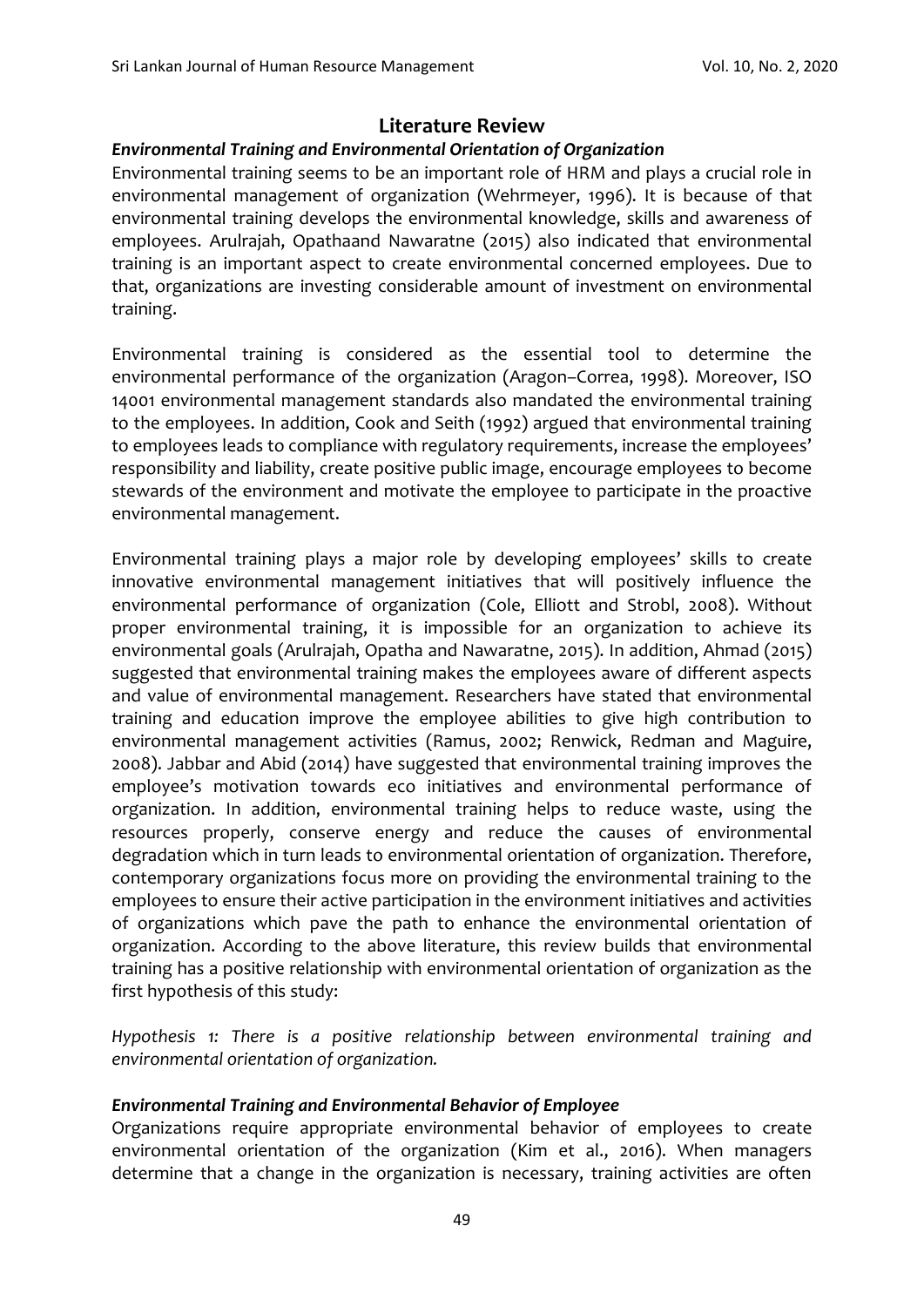## Literature Review

### *Environmental Training and Environmental Orientation of Organization*

Environmental training seems to be an important role of HRM and plays a crucial role in environmental management of organization (Wehrmeyer, 1996). It is because of that environmental training develops the environmental knowledge, skills and awareness of employees. Arulrajah, Opathaand Nawaratne (2015) also indicated that environmental training is an important aspect to create environmental concerned employees. Due to that, organizations are investing considerable amount of investment on environmental training.

Environmental training is considered as the essential tool to determine the environmental performance of the organization (Aragon–Correa, 1998). Moreover, ISO 14001 environmental management standards also mandated the environmental training to the employees. In addition, Cook and Seith (1992) argued that environmental training to employees leads to compliance with regulatory requirements, increase the employees' responsibility and liability, create positive public image, encourage employees to become stewards of the environment and motivate the employee to participate in the proactive environmental management.

Environmental training plays a major role by developing employees' skills to create innovative environmental management initiatives that will positively influence the environmental performance of organization (Cole, Elliott and Strobl, 2008). Without proper environmental training, it is impossible for an organization to achieve its environmental goals (Arulrajah, Opatha and Nawaratne, 2015). In addition, Ahmad (2015) suggested that environmental training makes the employees aware of different aspects and value of environmental management. Researchers have stated that environmental training and education improve the employee abilities to give high contribution to environmental management activities (Ramus, 2002; Renwick, Redman and Maguire, 2008). Jabbar and Abid (2014) have suggested that environmental training improves the employee's motivation towards eco initiatives and environmental performance of organization. In addition, environmental training helps to reduce waste, using the resources properly, conserve energy and reduce the causes of environmental degradation which in turn leads to environmental orientation of organization. Therefore, contemporary organizations focus more on providing the environmental training to the employees to ensure their active participation in the environment initiatives and activities of organizations which pave the path to enhance the environmental orientation of organization. According to the above literature, this review builds that environmental training has a positive relationship with environmental orientation of organization as the first hypothesis of this study:

*Hypothesis 1: There is a positive relationship between environmental training and environmental orientation of organization.*

### *Environmental Training and Environmental Behavior of Employee*

Organizations require appropriate environmental behavior of employees to create environmental orientation of the organization (Kim et al., 2016). When managers determine that a change in the organization is necessary, training activities are often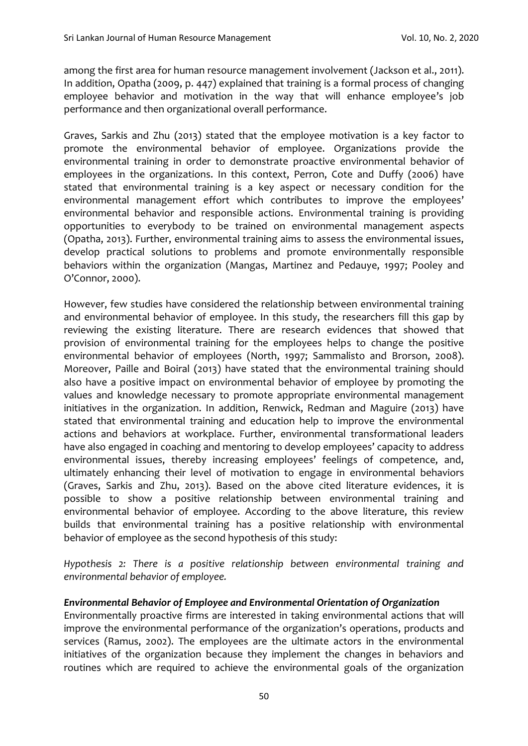among the first area for human resource management involvement (Jackson et al., 2011). In addition, Opatha (2009, p. 447) explained that training is a formal process of changing employee behavior and motivation in the way that will enhance employee's job performance and then organizational overall performance.

Graves, Sarkis and Zhu (2013) stated that the employee motivation is a key factor to promote the environmental behavior of employee. Organizations provide the environmental training in order to demonstrate proactive environmental behavior of employees in the organizations. In this context, Perron, Cote and Duffy (2006) have stated that environmental training is a key aspect or necessary condition for the environmental management effort which contributes to improve the employees' environmental behavior and responsible actions. Environmental training is providing opportunities to everybody to be trained on environmental management aspects (Opatha, 2013). Further, environmental training aims to assess the environmental issues, develop practical solutions to problems and promote environmentally responsible behaviors within the organization (Mangas, Martinez and Pedauye, 1997; Pooley and O'Connor, 2000).

However, few studies have considered the relationship between environmental training and environmental behavior of employee. In this study, the researchers fill this gap by reviewing the existing literature. There are research evidences that showed that provision of environmental training for the employees helps to change the positive environmental behavior of employees (North, 1997; Sammalisto and Brorson, 2008). Moreover, Paille and Boiral (2013) have stated that the environmental training should also have a positive impact on environmental behavior of employee by promoting the values and knowledge necessary to promote appropriate environmental management initiatives in the organization. In addition, Renwick, Redman and Maguire (2013) have stated that environmental training and education help to improve the environmental actions and behaviors at workplace. Further, environmental transformational leaders have also engaged in coaching and mentoring to develop employees' capacity to address environmental issues, thereby increasing employees' feelings of competence, and, ultimately enhancing their level of motivation to engage in environmental behaviors (Graves, Sarkis and Zhu, 2013). Based on the above cited literature evidences, it is possible to show a positive relationship between environmental training and environmental behavior of employee. According to the above literature, this review builds that environmental training has a positive relationship with environmental behavior of employee as the second hypothesis of this study:

*Hypothesis 2: There is a positive relationship between environmental training and environmental behavior of employee.*

***Environmental Behavior of Employee and Environmental Orientation of Organization***

Environmentally proactive firms are interested in taking environmental actions that will improve the environmental performance of the organization's operations, products and services (Ramus, 2002). The employees are the ultimate actors in the environmental initiatives of the organization because they implement the changes in behaviors and routines which are required to achieve the environmental goals of the organization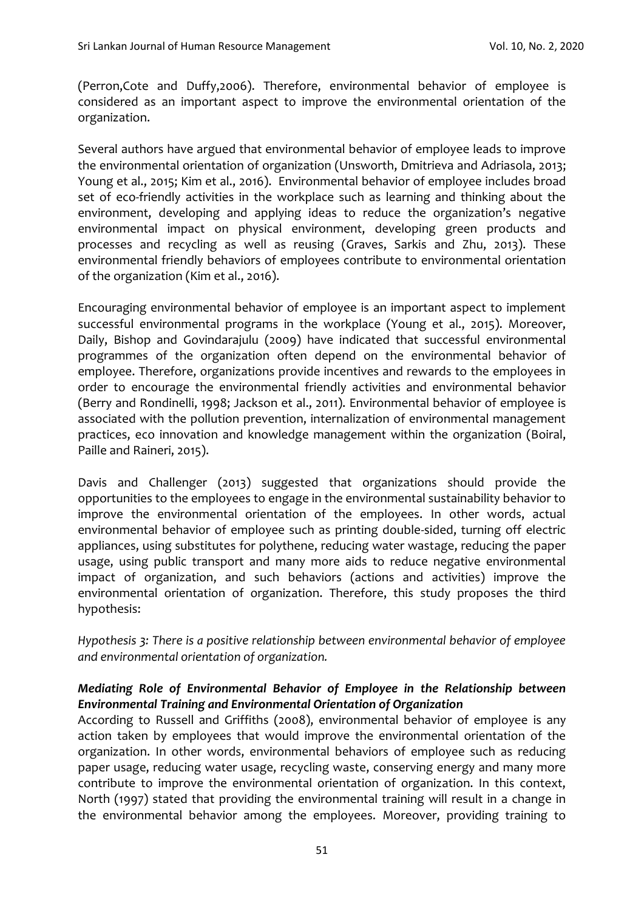(Perron,Cote and Duffy,2006). Therefore, environmental behavior of employee is considered as an important aspect to improve the environmental orientation of the organization.

Several authors have argued that environmental behavior of employee leads to improve the environmental orientation of organization (Unsworth, Dmitrieva and Adriasola, 2013; Young et al., 2015; Kim et al., 2016). Environmental behavior of employee includes broad set of eco-friendly activities in the workplace such as learning and thinking about the environment, developing and applying ideas to reduce the organization's negative environmental impact on physical environment, developing green products and processes and recycling as well as reusing (Graves, Sarkis and Zhu, 2013). These environmental friendly behaviors of employees contribute to environmental orientation of the organization (Kim et al., 2016).

Encouraging environmental behavior of employee is an important aspect to implement successful environmental programs in the workplace (Young et al., 2015). Moreover, Daily, Bishop and Govindarajulu (2009) have indicated that successful environmental programmes of the organization often depend on the environmental behavior of employee. Therefore, organizations provide incentives and rewards to the employees in order to encourage the environmental friendly activities and environmental behavior (Berry and Rondinelli, 1998; Jackson et al., 2011). Environmental behavior of employee is associated with the pollution prevention, internalization of environmental management practices, eco innovation and knowledge management within the organization (Boiral, Paille and Raineri, 2015).

Davis and Challenger (2013) suggested that organizations should provide the opportunities to the employees to engage in the environmental sustainability behavior to improve the environmental orientation of the employees. In other words, actual environmental behavior of employee such as printing double-sided, turning off electric appliances, using substitutes for polythene, reducing water wastage, reducing the paper usage, using public transport and many more aids to reduce negative environmental impact of organization, and such behaviors (actions and activities) improve the environmental orientation of organization. Therefore, this study proposes the third hypothesis:

*Hypothesis 3: There is a positive relationship between environmental behavior of employee and environmental orientation of organization.*

***Mediating Role of Environmental Behavior of Employee in the Relationship between Environmental Training and Environmental Orientation of Organization***

According to Russell and Griffiths (2008), environmental behavior of employee is any action taken by employees that would improve the environmental orientation of the organization. In other words, environmental behaviors of employee such as reducing paper usage, reducing water usage, recycling waste, conserving energy and many more contribute to improve the environmental orientation of organization. In this context, North (1997) stated that providing the environmental training will result in a change in the environmental behavior among the employees. Moreover, providing training to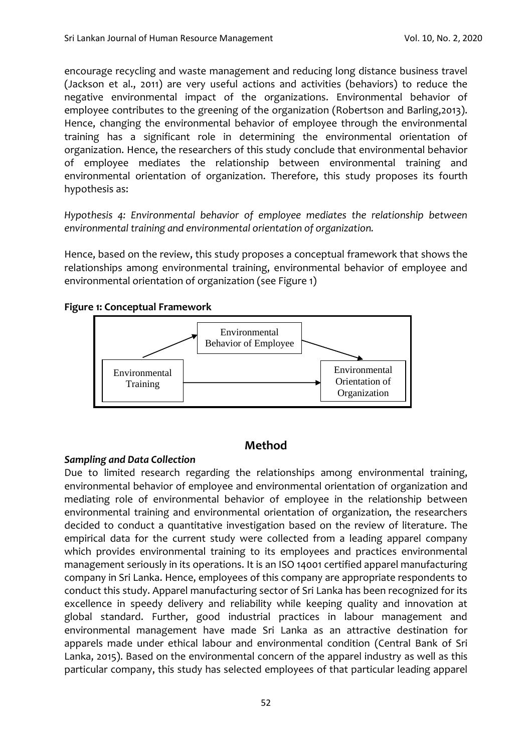encourage recycling and waste management and reducing long distance business travel (Jackson et al., 2011) are very useful actions and activities (behaviors) to reduce the negative environmental impact of the organizations. Environmental behavior of employee contributes to the greening of the organization (Robertson and Barling,2013). Hence, changing the environmental behavior of employee through the environmental training has a significant role in determining the environmental orientation of organization. Hence, the researchers of this study conclude that environmental behavior of employee mediates the relationship between environmental training and environmental orientation of organization. Therefore, this study proposes its fourth hypothesis as:

*Hypothesis 4: Environmental behavior of employee mediates the relationship between environmental training and environmental orientation of organization.*

Hence, based on the review, this study proposes a conceptual framework that shows the relationships among environmental training, environmental behavior of employee and environmental orientation of organization (see Figure 1)

**Figure 1: Conceptual Framework**

Environmental Behavior of Employee

Environmental Training

Environmental Orientation of Organization

## Method

***Sampling and Data Collection***

Due to limited research regarding the relationships among environmental training, environmental behavior of employee and environmental orientation of organization and mediating role of environmental behavior of employee in the relationship between environmental training and environmental orientation of organization, the researchers decided to conduct a quantitative investigation based on the review of literature. The empirical data for the current study were collected from a leading apparel company which provides environmental training to its employees and practices environmental management seriously in its operations. It is an ISO 14001 certified apparel manufacturing company in Sri Lanka. Hence, employees of this company are appropriate respondents to conduct this study. Apparel manufacturing sector of Sri Lanka has been recognized for its excellence in speedy delivery and reliability while keeping quality and innovation at global standard. Further, good industrial practices in labour management and environmental management have made Sri Lanka as an attractive destination for apparels made under ethical labour and environmental condition (Central Bank of Sri Lanka, 2015). Based on the environmental concern of the apparel industry as well as this particular company, this study has selected employees of that particular leading apparel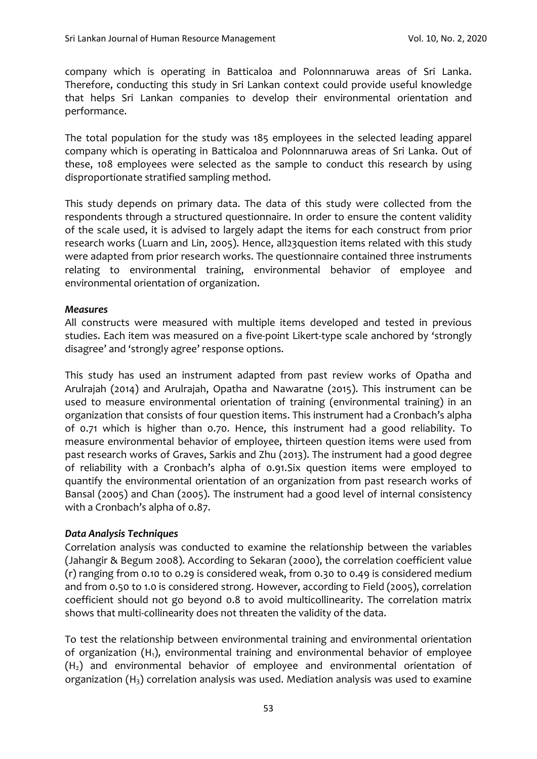company which is operating in Batticaloa and Polonnnaruwa areas of Sri Lanka. Therefore, conducting this study in Sri Lankan context could provide useful knowledge that helps Sri Lankan companies to develop their environmental orientation and performance.

The total population for the study was 185 employees in the selected leading apparel company which is operating in Batticaloa and Polonnnaruwa areas of Sri Lanka. Out of these, 108 employees were selected as the sample to conduct this research by using disproportionate stratified sampling method.

This study depends on primary data. The data of this study were collected from the respondents through a structured questionnaire. In order to ensure the content validity of the scale used, it is advised to largely adapt the items for each construct from prior research works (Luarn and Lin, 2005). Hence, all23question items related with this study were adapted from prior research works. The questionnaire contained three instruments relating to environmental training, environmental behavior of employee and environmental orientation of organization.

***Measures***

All constructs were measured with multiple items developed and tested in previous studies. Each item was measured on a five-point Likert-type scale anchored by 'strongly disagree' and 'strongly agree' response options.

This study has used an instrument adapted from past review works of Opatha and Arulrajah (2014) and Arulrajah, Opatha and Nawaratne (2015). This instrument can be used to measure environmental orientation of training (environmental training) in an organization that consists of four question items. This instrument had a Cronbach's alpha of 0.71 which is higher than 0.70. Hence, this instrument had a good reliability. To measure environmental behavior of employee, thirteen question items were used from past research works of Graves, Sarkis and Zhu (2013). The instrument had a good degree of reliability with a Cronbach's alpha of 0.91.Six question items were employed to quantify the environmental orientation of an organization from past research works of Bansal (2005) and Chan (2005). The instrument had a good level of internal consistency with a Cronbach's alpha of 0.87.

***Data Analysis Techniques***

Correlation analysis was conducted to examine the relationship between the variables (Jahangir & Begum 2008). According to Sekaran (2000), the correlation coefficient value (r) ranging from 0.10 to 0.29 is considered weak, from 0.30 to 0.49 is considered medium and from 0.50 to 1.0 is considered strong. However, according to Field (2005), correlation coefficient should not go beyond 0.8 to avoid multicollinearity. The correlation matrix shows that multi-collinearity does not threaten the validity of the data.

To test the relationship between environmental training and environmental orientation of organization ($H_1$), environmental training and environmental behavior of employee ($H_2$) and environmental behavior of employee and environmental orientation of organization ($H_3$) correlation analysis was used. Mediation analysis was used to examine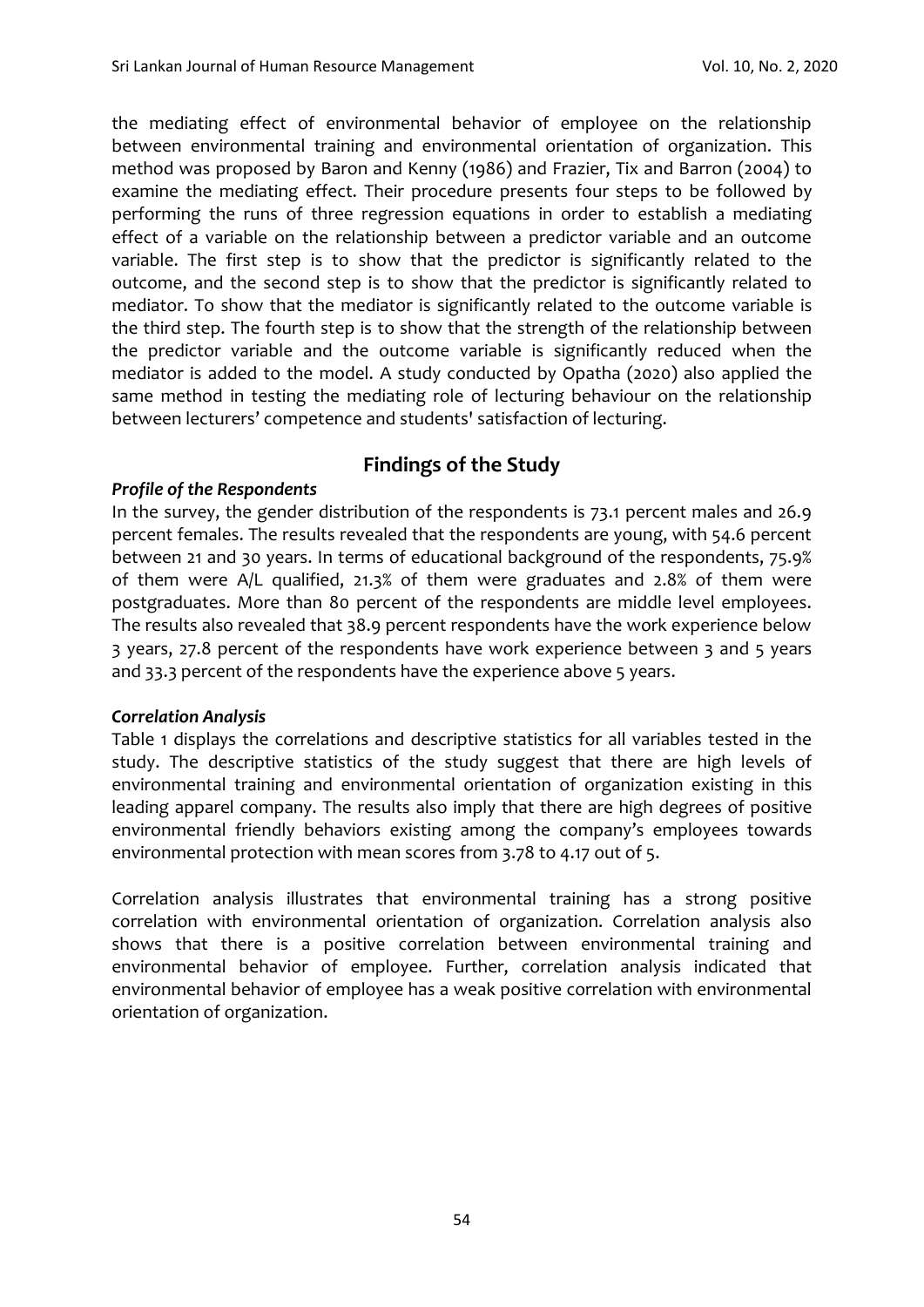the mediating effect of environmental behavior of employee on the relationship between environmental training and environmental orientation of organization. This method was proposed by Baron and Kenny (1986) and Frazier, Tix and Barron (2004) to examine the mediating effect. Their procedure presents four steps to be followed by performing the runs of three regression equations in order to establish a mediating effect of a variable on the relationship between a predictor variable and an outcome variable. The first step is to show that the predictor is significantly related to the outcome, and the second step is to show that the predictor is significantly related to mediator. To show that the mediator is significantly related to the outcome variable is the third step. The fourth step is to show that the strength of the relationship between the predictor variable and the outcome variable is significantly reduced when the mediator is added to the model. A study conducted by Opatha (2020) also applied the same method in testing the mediating role of lecturing behaviour on the relationship between lecturers' competence and students' satisfaction of lecturing.

## Findings of the Study

***Profile of the Respondents***

In the survey, the gender distribution of the respondents is 73.1 percent males and 26.9 percent females. The results revealed that the respondents are young, with 54.6 percent between 21 and 30 years. In terms of educational background of the respondents, 75.9% of them were A/L qualified, 21.3% of them were graduates and 2.8% of them were postgraduates. More than 80 percent of the respondents are middle level employees. The results also revealed that 38.9 percent respondents have the work experience below 3 years, 27.8 percent of the respondents have work experience between 3 and 5 years and 33.3 percent of the respondents have the experience above 5 years.

***Correlation Analysis***

Table 1 displays the correlations and descriptive statistics for all variables tested in the study. The descriptive statistics of the study suggest that there are high levels of environmental training and environmental orientation of organization existing in this leading apparel company. The results also imply that there are high degrees of positive environmental friendly behaviors existing among the company's employees towards environmental protection with mean scores from 3.78 to 4.17 out of 5.

Correlation analysis illustrates that environmental training has a strong positive correlation with environmental orientation of organization. Correlation analysis also shows that there is a positive correlation between environmental training and environmental behavior of employee. Further, correlation analysis indicated that environmental behavior of employee has a weak positive correlation with environmental orientation of organization.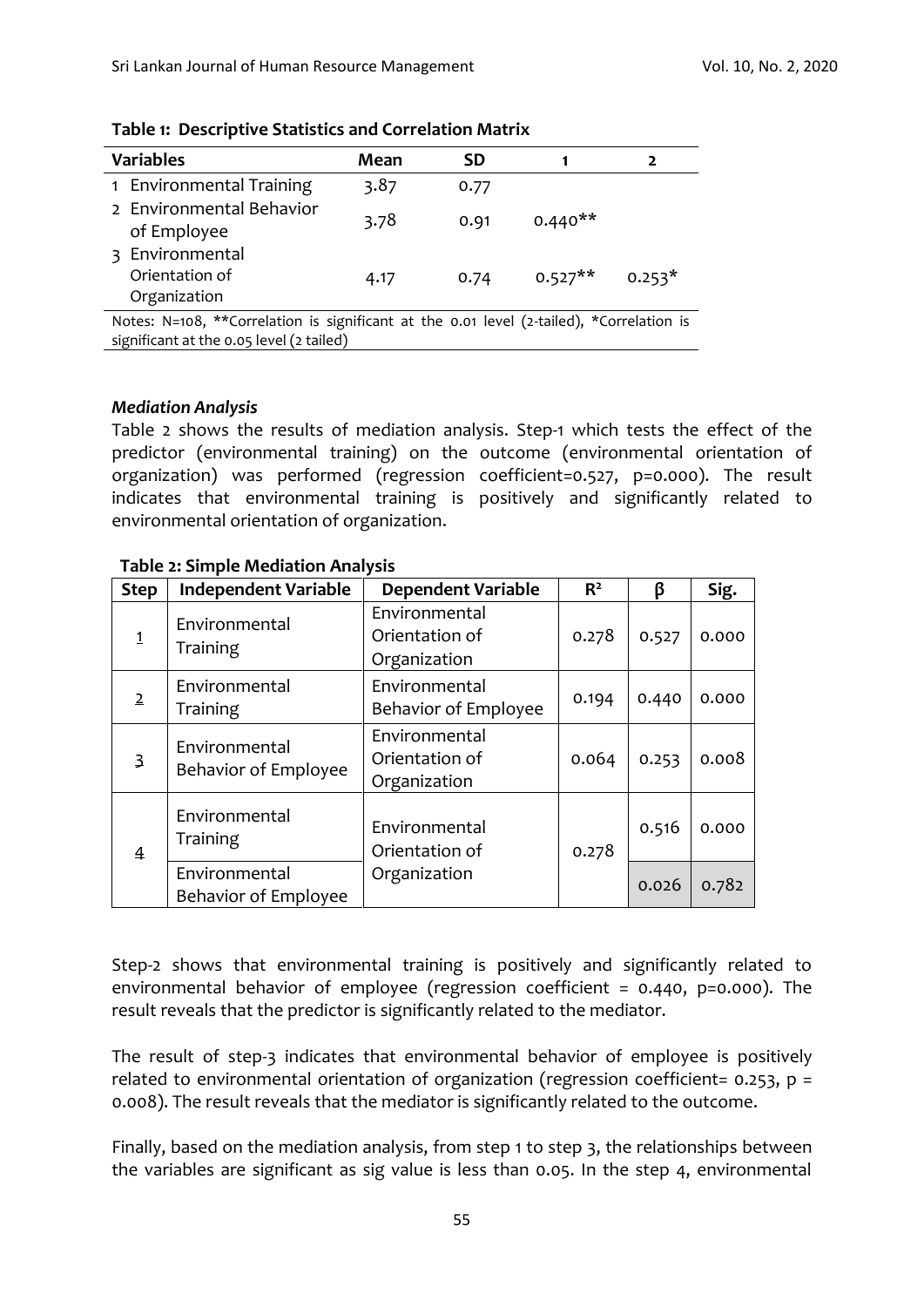**Table 1: Descriptive Statistics and Correlation Matrix**

| Variables | Mean | SD | 1 | 2 |
|---|---|---|---|---|
| 1 Environmental Training | 3.87 | 0.77 | | |
| 2 Environmental Behavior of Employee | 3.78 | 0.91 | 0.440** | |
| 3 Environmental Orientation of Organization | 4.17 | 0.74 | 0.527** | 0.253* |

Notes: N=108, **Correlation is significant at the 0.01 level (2-tailed), *Correlation is significant at the 0.05 level (2 tailed)

***Mediation Analysis***

Table 2 shows the results of mediation analysis. Step-1 which tests the effect of the predictor (environmental training) on the outcome (environmental orientation of organization) was performed (regression coefficient=0.527, p=0.000). The result indicates that environmental training is positively and significantly related to environmental orientation of organization.

**Table 2: Simple Mediation Analysis**

| Step | Independent Variable | Dependent Variable | $R^2$ | β | Sig. |
|---|---|---|---|---|---|
| 1 | Environmental Training | Environmental Orientation of Organization | 0.278 | 0.527 | 0.000 |
| 2 | Environmental Training | Environmental Behavior of Employee | 0.194 | 0.440 | 0.000 |
| 3 | Environmental Behavior of Employee | Environmental Orientation of Organization | 0.064 | 0.253 | 0.008 |
| 4 | Environmental Training | Environmental Orientation of Organization | 0.278 | 0.516 | 0.000 |
| | Environmental Behavior of Employee | | | 0.026 | 0.782 |

Step-2 shows that environmental training is positively and significantly related to environmental behavior of employee (regression coefficient = 0.440, p=0.000). The result reveals that the predictor is significantly related to the mediator.

The result of step-3 indicates that environmental behavior of employee is positively related to environmental orientation of organization (regression coefficient= 0.253, p = 0.008). The result reveals that the mediator is significantly related to the outcome.

Finally, based on the mediation analysis, from step 1 to step 3, the relationships between the variables are significant as sig value is less than 0.05. In the step 4, environmental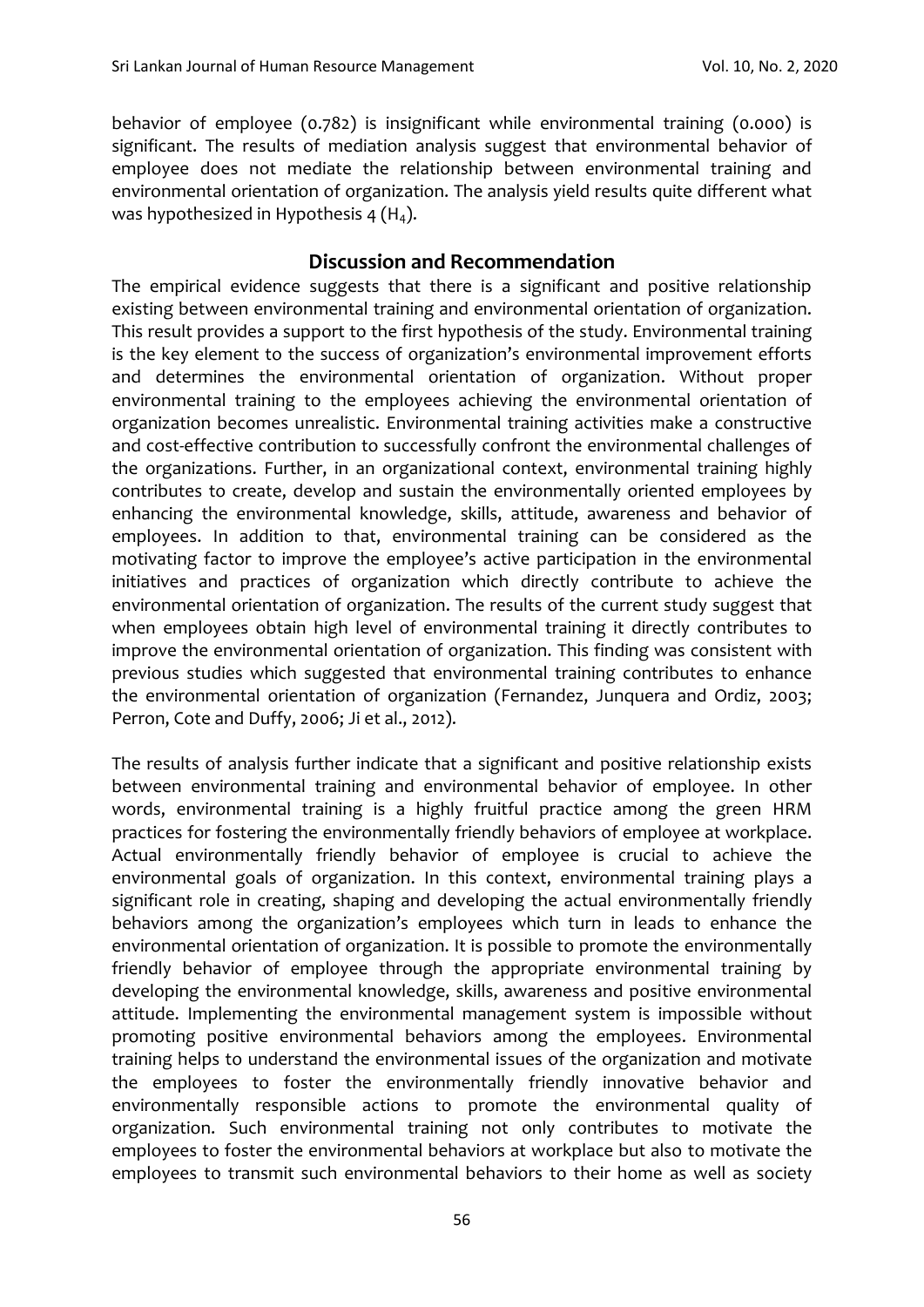behavior of employee (0.782) is insignificant while environmental training (0.000) is significant. The results of mediation analysis suggest that environmental behavior of employee does not mediate the relationship between environmental training and environmental orientation of organization. The analysis yield results quite different what was hypothesized in Hypothesis 4 ($H_4$).

## Discussion and Recommendation

The empirical evidence suggests that there is a significant and positive relationship existing between environmental training and environmental orientation of organization. This result provides a support to the first hypothesis of the study. Environmental training is the key element to the success of organization's environmental improvement efforts and determines the environmental orientation of organization. Without proper environmental training to the employees achieving the environmental orientation of organization becomes unrealistic. Environmental training activities make a constructive and cost-effective contribution to successfully confront the environmental challenges of the organizations. Further, in an organizational context, environmental training highly contributes to create, develop and sustain the environmentally oriented employees by enhancing the environmental knowledge, skills, attitude, awareness and behavior of employees. In addition to that, environmental training can be considered as the motivating factor to improve the employee's active participation in the environmental initiatives and practices of organization which directly contribute to achieve the environmental orientation of organization. The results of the current study suggest that when employees obtain high level of environmental training it directly contributes to improve the environmental orientation of organization. This finding was consistent with previous studies which suggested that environmental training contributes to enhance the environmental orientation of organization (Fernandez, Junquera and Ordiz, 2003; Perron, Cote and Duffy, 2006; Ji et al., 2012).

The results of analysis further indicate that a significant and positive relationship exists between environmental training and environmental behavior of employee. In other words, environmental training is a highly fruitful practice among the green HRM practices for fostering the environmentally friendly behaviors of employee at workplace. Actual environmentally friendly behavior of employee is crucial to achieve the environmental goals of organization. In this context, environmental training plays a significant role in creating, shaping and developing the actual environmentally friendly behaviors among the organization's employees which turn in leads to enhance the environmental orientation of organization. It is possible to promote the environmentally friendly behavior of employee through the appropriate environmental training by developing the environmental knowledge, skills, awareness and positive environmental attitude. Implementing the environmental management system is impossible without promoting positive environmental behaviors among the employees. Environmental training helps to understand the environmental issues of the organization and motivate the employees to foster the environmentally friendly innovative behavior and environmentally responsible actions to promote the environmental quality of organization. Such environmental training not only contributes to motivate the employees to foster the environmental behaviors at workplace but also to motivate the employees to transmit such environmental behaviors to their home as well as society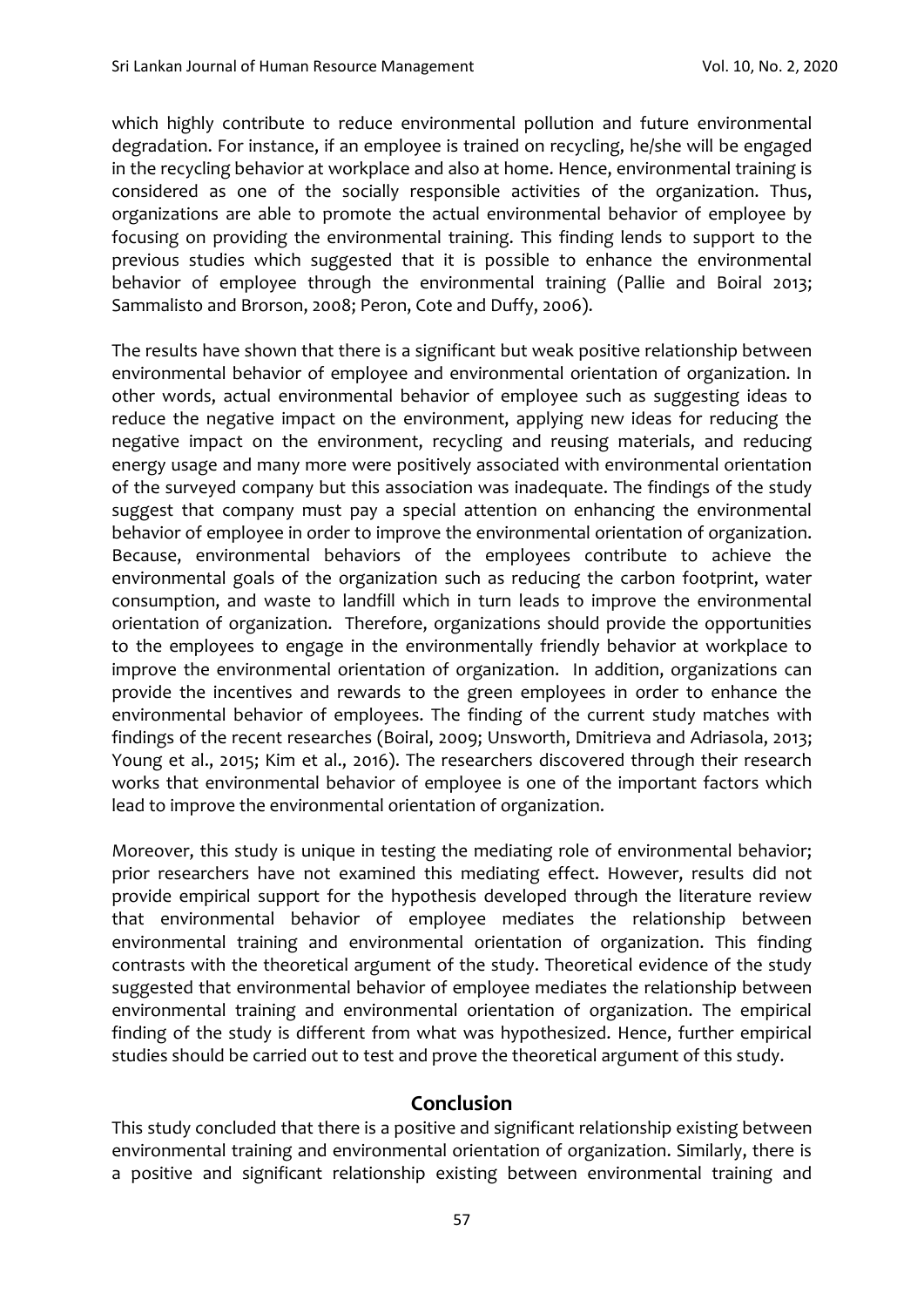which highly contribute to reduce environmental pollution and future environmental degradation. For instance, if an employee is trained on recycling, he/she will be engaged in the recycling behavior at workplace and also at home. Hence, environmental training is considered as one of the socially responsible activities of the organization. Thus, organizations are able to promote the actual environmental behavior of employee by focusing on providing the environmental training. This finding lends to support to the previous studies which suggested that it is possible to enhance the environmental behavior of employee through the environmental training (Pallie and Boiral 2013; Sammalisto and Brorson, 2008; Peron, Cote and Duffy, 2006).

The results have shown that there is a significant but weak positive relationship between environmental behavior of employee and environmental orientation of organization. In other words, actual environmental behavior of employee such as suggesting ideas to reduce the negative impact on the environment, applying new ideas for reducing the negative impact on the environment, recycling and reusing materials, and reducing energy usage and many more were positively associated with environmental orientation of the surveyed company but this association was inadequate. The findings of the study suggest that company must pay a special attention on enhancing the environmental behavior of employee in order to improve the environmental orientation of organization. Because, environmental behaviors of the employees contribute to achieve the environmental goals of the organization such as reducing the carbon footprint, water consumption, and waste to landfill which in turn leads to improve the environmental orientation of organization. Therefore, organizations should provide the opportunities to the employees to engage in the environmentally friendly behavior at workplace to improve the environmental orientation of organization. In addition, organizations can provide the incentives and rewards to the green employees in order to enhance the environmental behavior of employees. The finding of the current study matches with findings of the recent researches (Boiral, 2009; Unsworth, Dmitrieva and Adriasola, 2013; Young et al., 2015; Kim et al., 2016). The researchers discovered through their research works that environmental behavior of employee is one of the important factors which lead to improve the environmental orientation of organization.

Moreover, this study is unique in testing the mediating role of environmental behavior; prior researchers have not examined this mediating effect. However, results did not provide empirical support for the hypothesis developed through the literature review that environmental behavior of employee mediates the relationship between environmental training and environmental orientation of organization. This finding contrasts with the theoretical argument of the study. Theoretical evidence of the study suggested that environmental behavior of employee mediates the relationship between environmental training and environmental orientation of organization. The empirical finding of the study is different from what was hypothesized. Hence, further empirical studies should be carried out to test and prove the theoretical argument of this study.

## Conclusion

This study concluded that there is a positive and significant relationship existing between environmental training and environmental orientation of organization. Similarly, there is a positive and significant relationship existing between environmental training and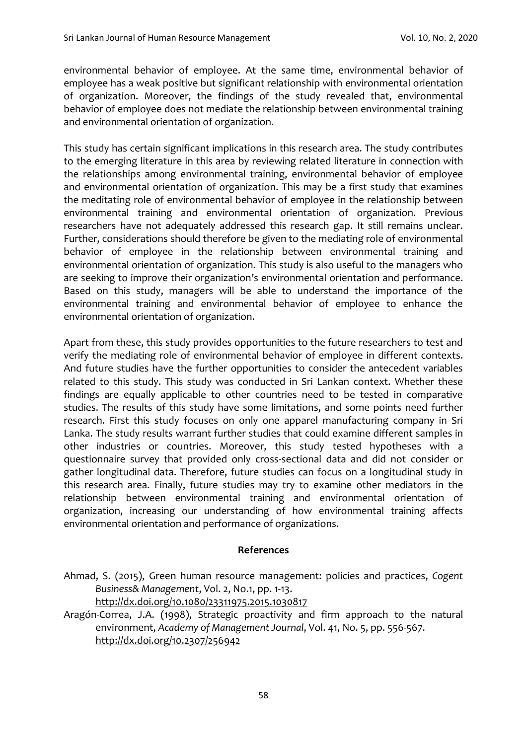environmental behavior of employee. At the same time, environmental behavior of employee has a weak positive but significant relationship with environmental orientation of organization. Moreover, the findings of the study revealed that, environmental behavior of employee does not mediate the relationship between environmental training and environmental orientation of organization.

This study has certain significant implications in this research area. The study contributes to the emerging literature in this area by reviewing related literature in connection with the relationships among environmental training, environmental behavior of employee and environmental orientation of organization. This may be a first study that examines the meditating role of environmental behavior of employee in the relationship between environmental training and environmental orientation of organization. Previous researchers have not adequately addressed this research gap. It still remains unclear. Further, considerations should therefore be given to the mediating role of environmental behavior of employee in the relationship between environmental training and environmental orientation of organization. This study is also useful to the managers who are seeking to improve their organization's environmental orientation and performance. Based on this study, managers will be able to understand the importance of the environmental training and environmental behavior of employee to enhance the environmental orientation of organization.

Apart from these, this study provides opportunities to the future researchers to test and verify the mediating role of environmental behavior of employee in different contexts. And future studies have the further opportunities to consider the antecedent variables related to this study. This study was conducted in Sri Lankan context. Whether these findings are equally applicable to other countries need to be tested in comparative studies. The results of this study have some limitations, and some points need further research. First this study focuses on only one apparel manufacturing company in Sri Lanka. The study results warrant further studies that could examine different samples in other industries or countries. Moreover, this study tested hypotheses with a questionnaire survey that provided only cross-sectional data and did not consider or gather longitudinal data. Therefore, future studies can focus on a longitudinal study in this research area. Finally, future studies may try to examine other mediators in the relationship between environmental training and environmental orientation of organization, increasing our understanding of how environmental training affects environmental orientation and performance of organizations.

## References

Ahmad, S. (2015), Green human resource management: policies and practices, *Cogent Business& Management*, Vol. 2, No.1, pp. 1-13. http://dx.doi.org/10.1080/23311975.2015.1030817

Aragón-Correa, J.A. (1998), Strategic proactivity and firm approach to the natural environment, *Academy of Management Journal*, Vol. 41, No. 5, pp. 556-567. http://dx.doi.org/10.2307/256942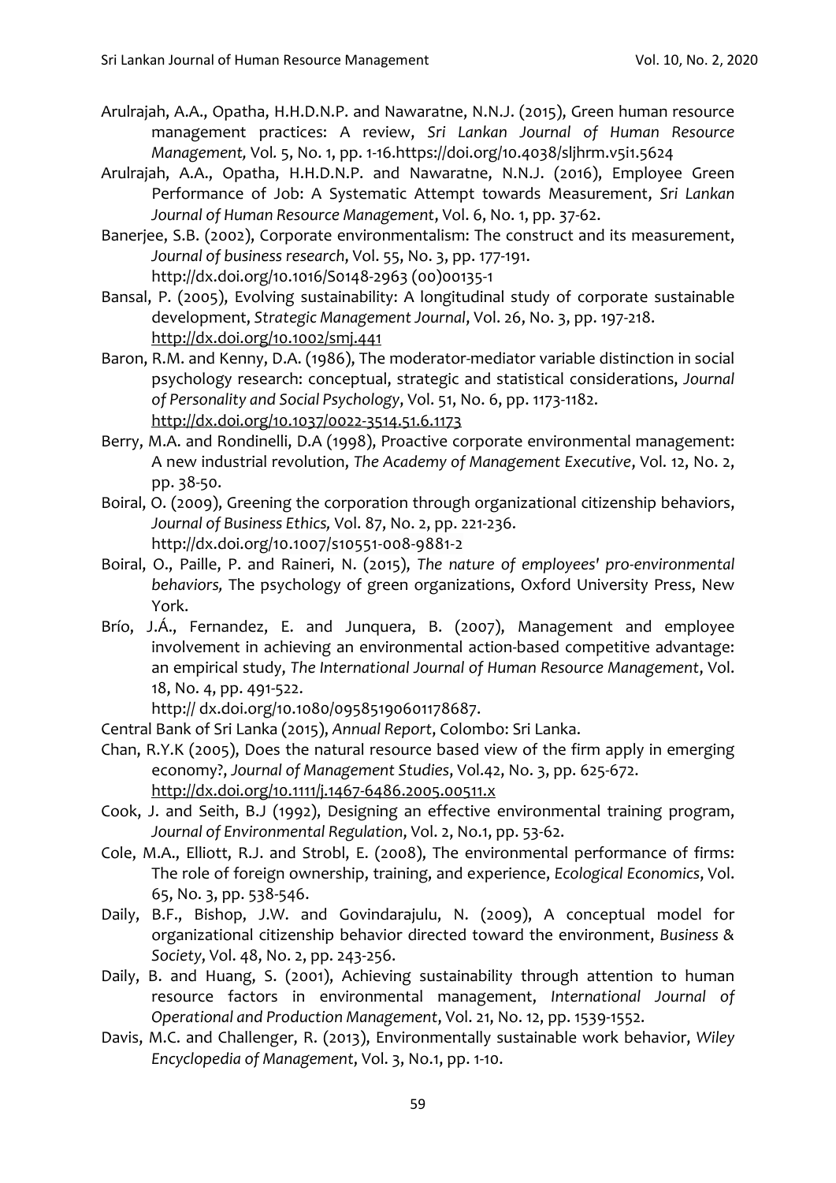Arulrajah, A.A., Opatha, H.H.D.N.P. and Nawaratne, N.N.J. (2015), Green human resource management practices: A review, *Sri Lankan Journal of Human Resource Management,* Vol. 5, No. 1, pp. 1-16.https://doi.org/10.4038/sljhrm.v5i1.5624

Arulrajah, A.A., Opatha, H.H.D.N.P. and Nawaratne, N.N.J. (2016), Employee Green Performance of Job: A Systematic Attempt towards Measurement, *Sri Lankan Journal of Human Resource Management*, Vol. 6, No. 1, pp. 37-62.

Banerjee, S.B. (2002), Corporate environmentalism: The construct and its measurement, *Journal of business research*, Vol. 55, No. 3, pp. 177-191. http://dx.doi.org/10.1016/S0148-2963 (00)00135-1

Bansal, P. (2005), Evolving sustainability: A longitudinal study of corporate sustainable development, *Strategic Management Journal*, Vol. 26, No. 3, pp. 197-218. http://dx.doi.org/10.1002/smj.441

Baron, R.M. and Kenny, D.A. (1986), The moderator-mediator variable distinction in social psychology research: conceptual, strategic and statistical considerations, *Journal of Personality and Social Psychology*, Vol. 51, No. 6, pp. 1173-1182. http://dx.doi.org/10.1037/0022-3514.51.6.1173

Berry, M.A. and Rondinelli, D.A (1998), Proactive corporate environmental management: A new industrial revolution, *The Academy of Management Executive*, Vol. 12, No. 2, pp. 38-50.

Boiral, O. (2009), Greening the corporation through organizational citizenship behaviors, *Journal of Business Ethics,* Vol. 87, No. 2, pp. 221-236. http://dx.doi.org/10.1007/s10551-008-9881-2

Boiral, O., Paille, P. and Raineri, N. (2015), *The nature of employees' pro-environmental behaviors,* The psychology of green organizations, Oxford University Press, New York.

Brío, J.Á., Fernandez, E. and Junquera, B. (2007), Management and employee involvement in achieving an environmental action-based competitive advantage: an empirical study, *The International Journal of Human Resource Management*, Vol. 18, No. 4, pp. 491-522. http:// dx.doi.org/10.1080/09585190601178687.

Central Bank of Sri Lanka (2015), *Annual Report*, Colombo: Sri Lanka.

Chan, R.Y.K (2005), Does the natural resource based view of the firm apply in emerging economy?, *Journal of Management Studies*, Vol.42, No. 3, pp. 625-672. http://dx.doi.org/10.1111/j.1467-6486.2005.00511.x

Cook, J. and Seith, B.J (1992), Designing an effective environmental training program, *Journal of Environmental Regulation*, Vol. 2, No.1, pp. 53-62.

Cole, M.A., Elliott, R.J. and Strobl, E. (2008), The environmental performance of firms: The role of foreign ownership, training, and experience, *Ecological Economics*, Vol. 65, No. 3, pp. 538-546.

Daily, B.F., Bishop, J.W. and Govindarajulu, N. (2009), A conceptual model for organizational citizenship behavior directed toward the environment, *Business & Society*, Vol. 48, No. 2, pp. 243-256.

Daily, B. and Huang, S. (2001), Achieving sustainability through attention to human resource factors in environmental management, *International Journal of Operational and Production Management*, Vol. 21, No. 12, pp. 1539-1552.

Davis, M.C. and Challenger, R. (2013), Environmentally sustainable work behavior, *Wiley Encyclopedia of Management*, Vol. 3, No.1, pp. 1-10.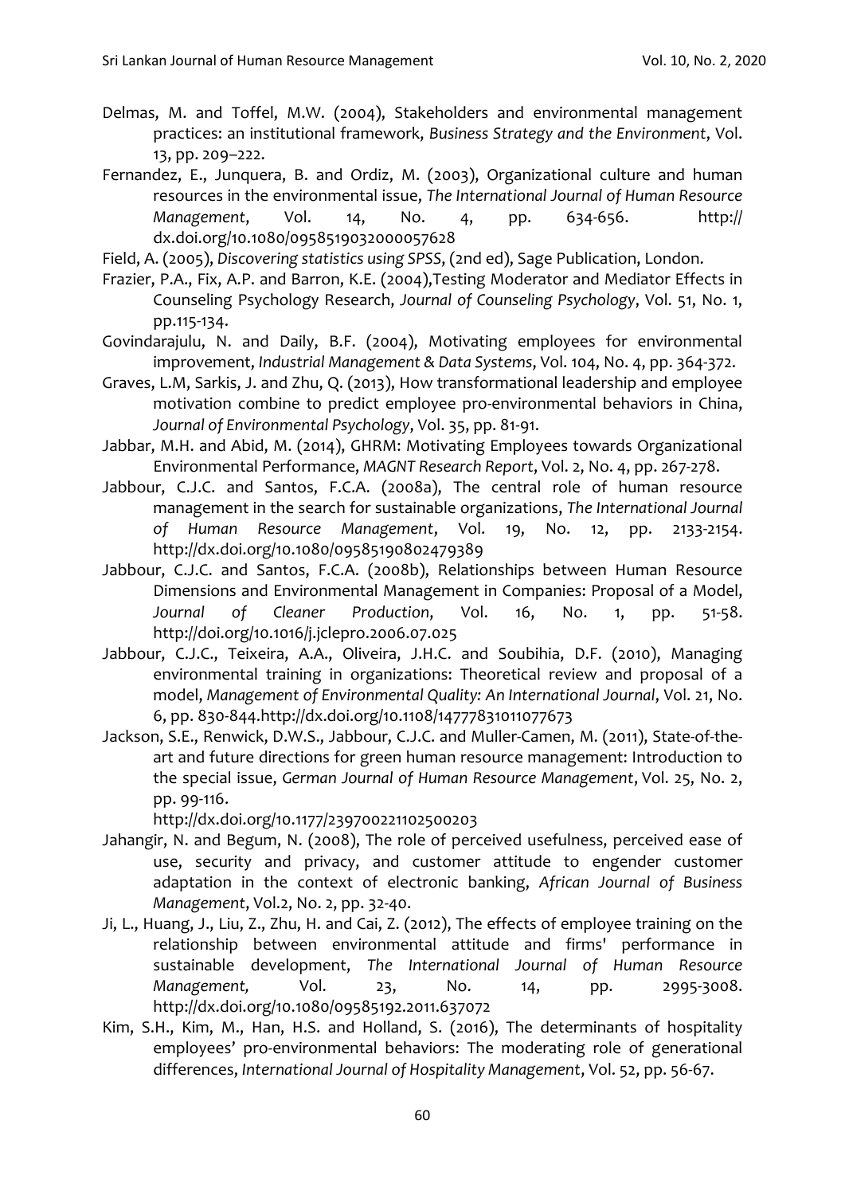Delmas, M. and Toffel, M.W. (2004), Stakeholders and environmental management practices: an institutional framework, *Business Strategy and the Environment*, Vol. 13, pp. 209–222.

Fernandez, E., Junquera, B. and Ordiz, M. (2003), Organizational culture and human resources in the environmental issue, *The International Journal of Human Resource Management*, Vol. 14, No. 4, pp. 634-656. http:// dx.doi.org/10.1080/0958519032000057628

Field, A. (2005), *Discovering statistics using SPSS*, (2nd ed), Sage Publication, London.

Frazier, P.A., Fix, A.P. and Barron, K.E. (2004),Testing Moderator and Mediator Effects in Counseling Psychology Research, *Journal of Counseling Psychology*, Vol. 51, No. 1, pp.115-134.

Govindarajulu, N. and Daily, B.F. (2004), Motivating employees for environmental improvement, *Industrial Management & Data Systems*, Vol. 104, No. 4, pp. 364-372.

Graves, L.M, Sarkis, J. and Zhu, Q. (2013), How transformational leadership and employee motivation combine to predict employee pro-environmental behaviors in China, *Journal of Environmental Psychology*, Vol. 35, pp. 81-91.

Jabbar, M.H. and Abid, M. (2014), GHRM: Motivating Employees towards Organizational Environmental Performance, *MAGNT Research Report*, Vol. 2, No. 4, pp. 267-278.

Jabbour, C.J.C. and Santos, F.C.A. (2008a), The central role of human resource management in the search for sustainable organizations, *The International Journal of Human Resource Management*, Vol. 19, No. 12, pp. 2133-2154. http://dx.doi.org/10.1080/09585190802479389

Jabbour, C.J.C. and Santos, F.C.A. (2008b), Relationships between Human Resource Dimensions and Environmental Management in Companies: Proposal of a Model, *Journal of Cleaner Production*, Vol. 16, No. 1, pp. 51-58. http://doi.org/10.1016/j.jclepro.2006.07.025

Jabbour, C.J.C., Teixeira, A.A., Oliveira, J.H.C. and Soubihia, D.F. (2010), Managing environmental training in organizations: Theoretical review and proposal of a model, *Management of Environmental Quality: An International Journal*, Vol. 21, No. 6, pp. 830-844.http://dx.doi.org/10.1108/14777831011077673

Jackson, S.E., Renwick, D.W.S., Jabbour, C.J.C. and Muller-Camen, M. (2011), State-of-the-art and future directions for green human resource management: Introduction to the special issue, *German Journal of Human Resource Management*, Vol. 25, No. 2, pp. 99-116. http://dx.doi.org/10.1177/239700221102500203

Jahangir, N. and Begum, N. (2008), The role of perceived usefulness, perceived ease of use, security and privacy, and customer attitude to engender customer adaptation in the context of electronic banking, *African Journal of Business Management*, Vol.2, No. 2, pp. 32-40.

Ji, L., Huang, J., Liu, Z., Zhu, H. and Cai, Z. (2012), The effects of employee training on the relationship between environmental attitude and firms' performance in sustainable development, *The International Journal of Human Resource Management,* Vol. 23, No. 14, pp. 2995-3008. http://dx.doi.org/10.1080/09585192.2011.637072

Kim, S.H., Kim, M., Han, H.S. and Holland, S. (2016), The determinants of hospitality employees' pro-environmental behaviors: The moderating role of generational differences, *International Journal of Hospitality Management*, Vol. 52, pp. 56-67.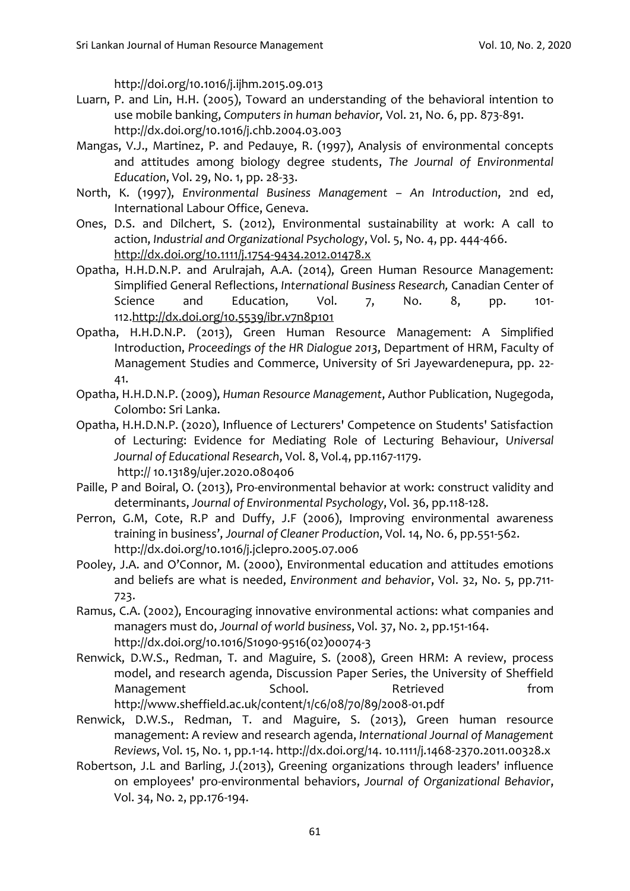http://doi.org/10.1016/j.ijhm.2015.09.013

Luarn, P. and Lin, H.H. (2005), Toward an understanding of the behavioral intention to use mobile banking, *Computers in human behavior,* Vol. 21, No. 6, pp. 873-891. http://dx.doi.org/10.1016/j.chb.2004.03.003

Mangas, V.J., Martinez, P. and Pedauye, R. (1997), Analysis of environmental concepts and attitudes among biology degree students, *The Journal of Environmental Education*, Vol. 29, No. 1, pp. 28-33.

North, K. (1997), *Environmental Business Management – An Introduction*, 2nd ed, International Labour Office, Geneva.

Ones, D.S. and Dilchert, S. (2012), Environmental sustainability at work: A call to action, *Industrial and Organizational Psychology*, Vol. 5, No. 4, pp. 444-466. http://dx.doi.org/10.1111/j.1754-9434.2012.01478.x

Opatha, H.H.D.N.P. and Arulrajah, A.A. (2014), Green Human Resource Management: Simplified General Reflections, *International Business Research,* Canadian Center of Science and Education, Vol. 7, No. 8, pp. 101-112.http://dx.doi.org/10.5539/ibr.v7n8p101

Opatha, H.H.D.N.P. (2013), Green Human Resource Management: A Simplified Introduction, *Proceedings of the HR Dialogue 2013*, Department of HRM, Faculty of Management Studies and Commerce, University of Sri Jayewardenepura, pp. 22-41.

Opatha, H.H.D.N.P. (2009), *Human Resource Management*, Author Publication, Nugegoda, Colombo: Sri Lanka.

Opatha, H.H.D.N.P. (2020), Influence of Lecturers' Competence on Students' Satisfaction of Lecturing: Evidence for Mediating Role of Lecturing Behaviour, *Universal Journal of Educational Research*, Vol. 8, Vol.4, pp.1167-1179. http:// 10.13189/ujer.2020.080406

Paille, P and Boiral, O. (2013), Pro-environmental behavior at work: construct validity and determinants, *Journal of Environmental Psychology*, Vol. 36, pp.118-128.

Perron, G.M, Cote, R.P and Duffy, J.F (2006), Improving environmental awareness training in business', *Journal of Cleaner Production*, Vol. 14, No. 6, pp.551-562. http://dx.doi.org/10.1016/j.jclepro.2005.07.006

Pooley, J.A. and O'Connor, M. (2000), Environmental education and attitudes emotions and beliefs are what is needed, *Environment and behavior*, Vol. 32, No. 5, pp.711-723.

Ramus, C.A. (2002), Encouraging innovative environmental actions: what companies and managers must do, *Journal of world business*, Vol. 37, No. 2, pp.151-164. http://dx.doi.org/10.1016/S1090-9516(02)00074-3

Renwick, D.W.S., Redman, T. and Maguire, S. (2008), Green HRM: A review, process model, and research agenda, Discussion Paper Series, the University of Sheffield Management School. Retrieved from http://www.sheffield.ac.uk/content/1/c6/08/70/89/2008-01.pdf

Renwick, D.W.S., Redman, T. and Maguire, S. (2013), Green human resource management: A review and research agenda, *International Journal of Management Reviews*, Vol. 15, No. 1, pp.1-14. http://dx.doi.org/14. 10.1111/j.1468-2370.2011.00328.x

Robertson, J.L and Barling, J.(2013), Greening organizations through leaders' influence on employees' pro-environmental behaviors, *Journal of Organizational Behavior*, Vol. 34, No. 2, pp.176-194.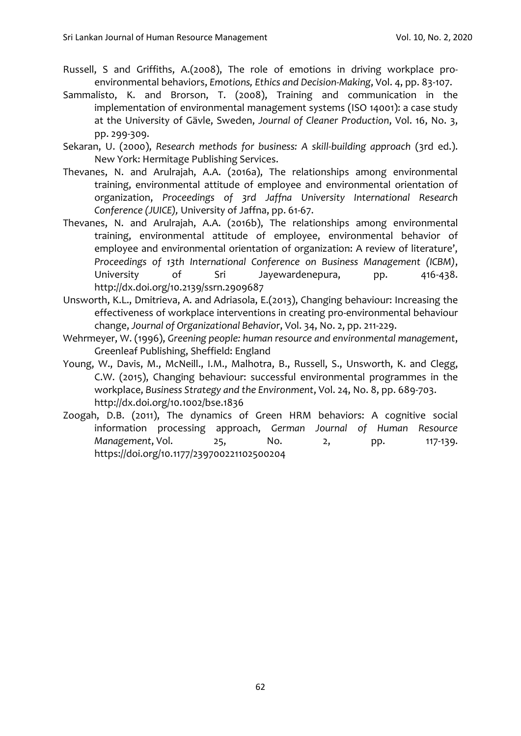Russell, S and Griffiths, A.(2008), The role of emotions in driving workplace pro-environmental behaviors, *Emotions, Ethics and Decision-Making*, Vol. 4, pp. 83-107.

Sammalisto, K. and Brorson, T. (2008), Training and communication in the implementation of environmental management systems (ISO 14001): a case study at the University of Gävle, Sweden, *Journal of Cleaner Production*, Vol. 16, No. 3, pp. 299-309.

Sekaran, U. (2000), *Research methods for business: A skill-building approach* (3rd ed.). New York: Hermitage Publishing Services.

Thevanes, N. and Arulrajah, A.A. (2016a), The relationships among environmental training, environmental attitude of employee and environmental orientation of organization, *Proceedings of 3rd Jaffna University International Research Conference (JUICE),* University of Jaffna, pp. 61-67.

Thevanes, N. and Arulrajah, A.A. (2016b), The relationships among environmental training, environmental attitude of employee, environmental behavior of employee and environmental orientation of organization: A review of literature', *Proceedings of 13th International Conference on Business Management (ICBM)*, University of Sri Jayewardenepura, pp. 416-438. http://dx.doi.org/10.2139/ssrn.2909687

Unsworth, K.L., Dmitrieva, A. and Adriasola, E.(2013), Changing behaviour: Increasing the effectiveness of workplace interventions in creating pro-environmental behaviour change, *Journal of Organizational Behavior*, Vol. 34, No. 2, pp. 211-229.

Wehrmeyer, W. (1996), *Greening people: human resource and environmental management*, Greenleaf Publishing, Sheffield: England

Young, W., Davis, M., McNeill., I.M., Malhotra, B., Russell, S., Unsworth, K. and Clegg, C.W. (2015), Changing behaviour: successful environmental programmes in the workplace, *Business Strategy and the Environment*, Vol. 24, No. 8, pp. 689-703. http://dx.doi.org/10.1002/bse.1836

Zoogah, D.B. (2011), The dynamics of Green HRM behaviors: A cognitive social information processing approach, *German Journal of Human Resource Management*, Vol. 25, No. 2, pp. 117-139. https://doi.org/10.1177/239700221102500204